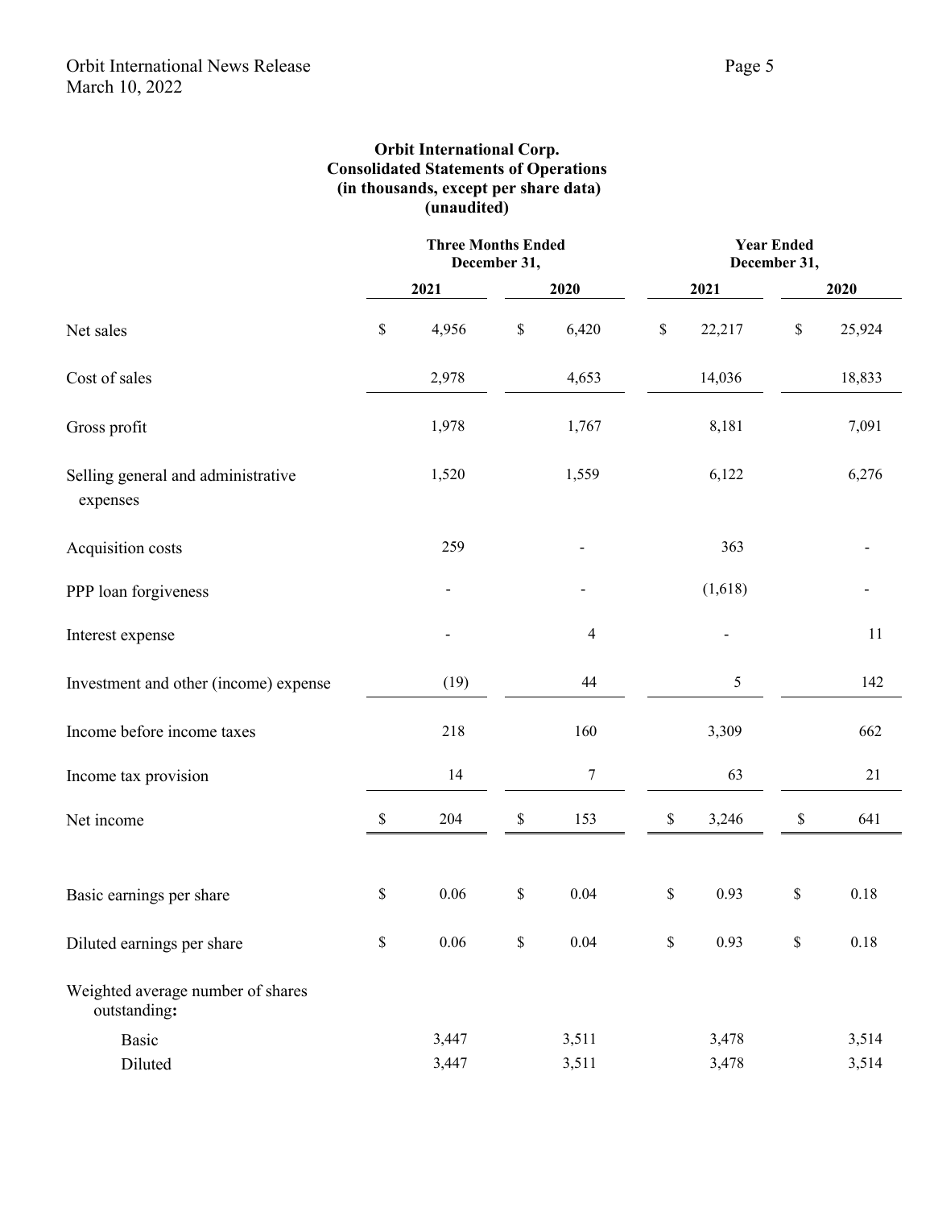**Orbit International Corp.**
**Consolidated Statements of Operations**
**(in thousands, except per share data)**
**(unaudited)**

| | Three Months Ended December 31, | | Year Ended December 31, | |
|---|---|---|---|---|
| | **2021** | **2020** | **2021** | **2020** |
| Net sales | $ 4,956 | $ 6,420 | $ 22,217 | $ 25,924 |
| Cost of sales | 2,978 | 4,653 | 14,036 | 18,833 |
| Gross profit | 1,978 | 1,767 | 8,181 | 7,091 |
| Selling general and administrative expenses | 1,520 | 1,559 | 6,122 | 6,276 |
| Acquisition costs | 259 | - | 363 | - |
| PPP loan forgiveness | - | - | (1,618) | - |
| Interest expense | - | 4 | - | 11 |
| Investment and other (income) expense | (19) | 44 | 5 | 142 |
| Income before income taxes | 218 | 160 | 3,309 | 662 |
| Income tax provision | 14 | 7 | 63 | 21 |
| Net income | $ 204 | $ 153 | $ 3,246 | $ 641 |
| | | | | |
| Basic earnings per share | $ 0.06 | $ 0.04 | $ 0.93 | $ 0.18 |
| Diluted earnings per share | $ 0.06 | $ 0.04 | $ 0.93 | $ 0.18 |
| Weighted average number of shares outstanding**:** | | | | |
| Basic | 3,447 | 3,511 | 3,478 | 3,514 |
| Diluted | 3,447 | 3,511 | 3,478 | 3,514 |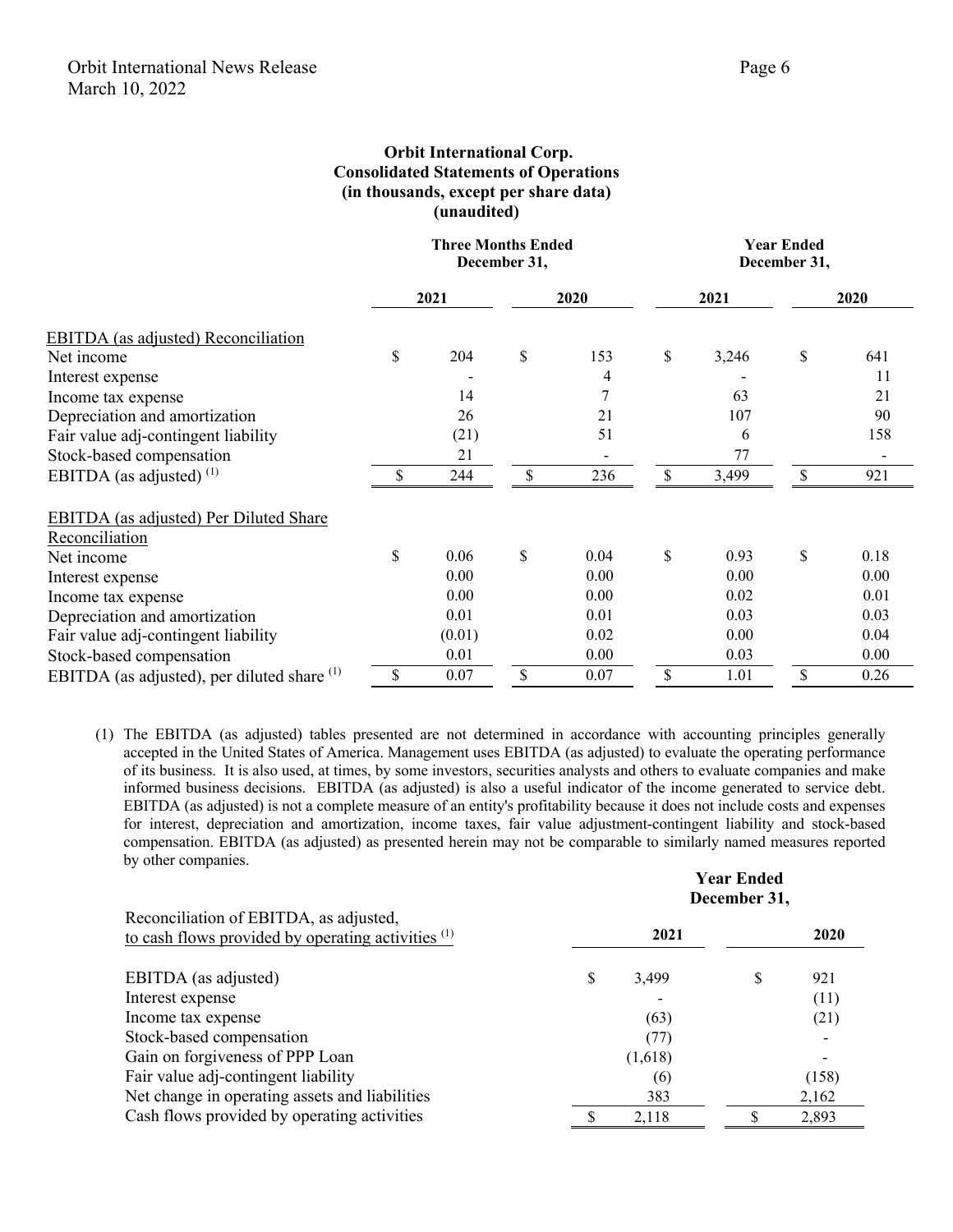**Orbit International Corp.**
**Consolidated Statements of Operations**
**(in thousands, except per share data)**
**(unaudited)**

| | Three Months Ended December 31, | | Year Ended December 31, | |
|---|---|---|---|---|
| | 2021 | 2020 | 2021 | 2020 |
| EBITDA (as adjusted) Reconciliation | | | | |
| Net income | $ 204 | $ 153 | $ 3,246 | $ 641 |
| Interest expense | - | 4 | - | 11 |
| Income tax expense | 14 | 7 | 63 | 21 |
| Depreciation and amortization | 26 | 21 | 107 | 90 |
| Fair value adj-contingent liability | (21) | 51 | 6 | 158 |
| Stock-based compensation | 21 | - | 77 | - |
| EBITDA (as adjusted) (1) | $ 244 | $ 236 | $ 3,499 | $ 921 |
| EBITDA (as adjusted) Per Diluted Share Reconciliation | | | | |
| Net income | $ 0.06 | $ 0.04 | $ 0.93 | $ 0.18 |
| Interest expense | 0.00 | 0.00 | 0.00 | 0.00 |
| Income tax expense | 0.00 | 0.00 | 0.02 | 0.01 |
| Depreciation and amortization | 0.01 | 0.01 | 0.03 | 0.03 |
| Fair value adj-contingent liability | (0.01) | 0.02 | 0.00 | 0.04 |
| Stock-based compensation | 0.01 | 0.00 | 0.03 | 0.00 |
| EBITDA (as adjusted), per diluted share (1) | $ 0.07 | $ 0.07 | $ 1.01 | $ 0.26 |

(1) The EBITDA (as adjusted) tables presented are not determined in accordance with accounting principles generally accepted in the United States of America. Management uses EBITDA (as adjusted) to evaluate the operating performance of its business. It is also used, at times, by some investors, securities analysts and others to evaluate companies and make informed business decisions. EBITDA (as adjusted) is also a useful indicator of the income generated to service debt. EBITDA (as adjusted) is not a complete measure of an entity's profitability because it does not include costs and expenses for interest, depreciation and amortization, income taxes, fair value adjustment-contingent liability and stock-based compensation. EBITDA (as adjusted) as presented herein may not be comparable to similarly named measures reported by other companies.

| Reconciliation of EBITDA, as adjusted, to cash flows provided by operating activities (1) | Year Ended December 31, | |
|---|---|---|
| | 2021 | 2020 |
| EBITDA (as adjusted) | $ 3,499 | $ 921 |
| Interest expense | - | (11) |
| Income tax expense | (63) | (21) |
| Stock-based compensation | (77) | - |
| Gain on forgiveness of PPP Loan | (1,618) | - |
| Fair value adj-contingent liability | (6) | (158) |
| Net change in operating assets and liabilities | 383 | 2,162 |
| Cash flows provided by operating activities | $ 2,118 | $ 2,893 |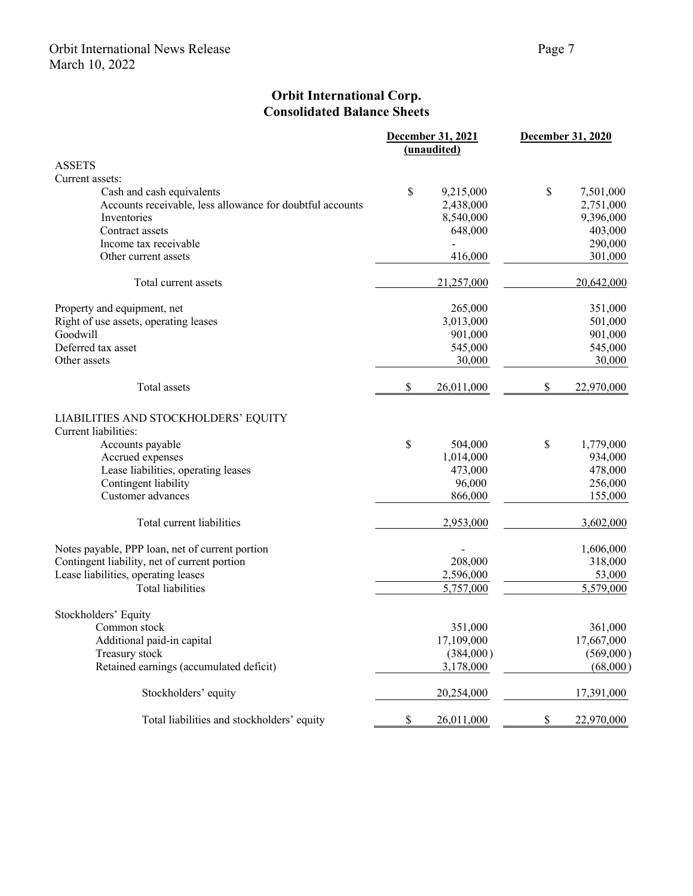## Orbit International Corp.
## Consolidated Balance Sheets

| | December 31, 2021 (unaudited) | December 31, 2020 |
|---|---|---|
| **ASSETS** | | |
| Current assets: | | |
| Cash and cash equivalents | $ 9,215,000 | $ 7,501,000 |
| Accounts receivable, less allowance for doubtful accounts | 2,438,000 | 2,751,000 |
| Inventories | 8,540,000 | 9,396,000 |
| Contract assets | 648,000 | 403,000 |
| Income tax receivable | - | 290,000 |
| Other current assets | 416,000 | 301,000 |
| Total current assets | 21,257,000 | 20,642,000 |
| Property and equipment, net | 265,000 | 351,000 |
| Right of use assets, operating leases | 3,013,000 | 501,000 |
| Goodwill | 901,000 | 901,000 |
| Deferred tax asset | 545,000 | 545,000 |
| Other assets | 30,000 | 30,000 |
| Total assets | $ 26,011,000 | $ 22,970,000 |
| **LIABILITIES AND STOCKHOLDERS' EQUITY** | | |
| Current liabilities: | | |
| Accounts payable | $ 504,000 | $ 1,779,000 |
| Accrued expenses | 1,014,000 | 934,000 |
| Lease liabilities, operating leases | 473,000 | 478,000 |
| Contingent liability | 96,000 | 256,000 |
| Customer advances | 866,000 | 155,000 |
| Total current liabilities | 2,953,000 | 3,602,000 |
| Notes payable, PPP loan, net of current portion | - | 1,606,000 |
| Contingent liability, net of current portion | 208,000 | 318,000 |
| Lease liabilities, operating leases | 2,596,000 | 53,000 |
| Total liabilities | 5,757,000 | 5,579,000 |
| Stockholders' Equity | | |
| Common stock | 351,000 | 361,000 |
| Additional paid-in capital | 17,109,000 | 17,667,000 |
| Treasury stock | (384,000) | (569,000) |
| Retained earnings (accumulated deficit) | 3,178,000 | (68,000) |
| Stockholders' equity | 20,254,000 | 17,391,000 |
| Total liabilities and stockholders' equity | $ 26,011,000 | $ 22,970,000 |